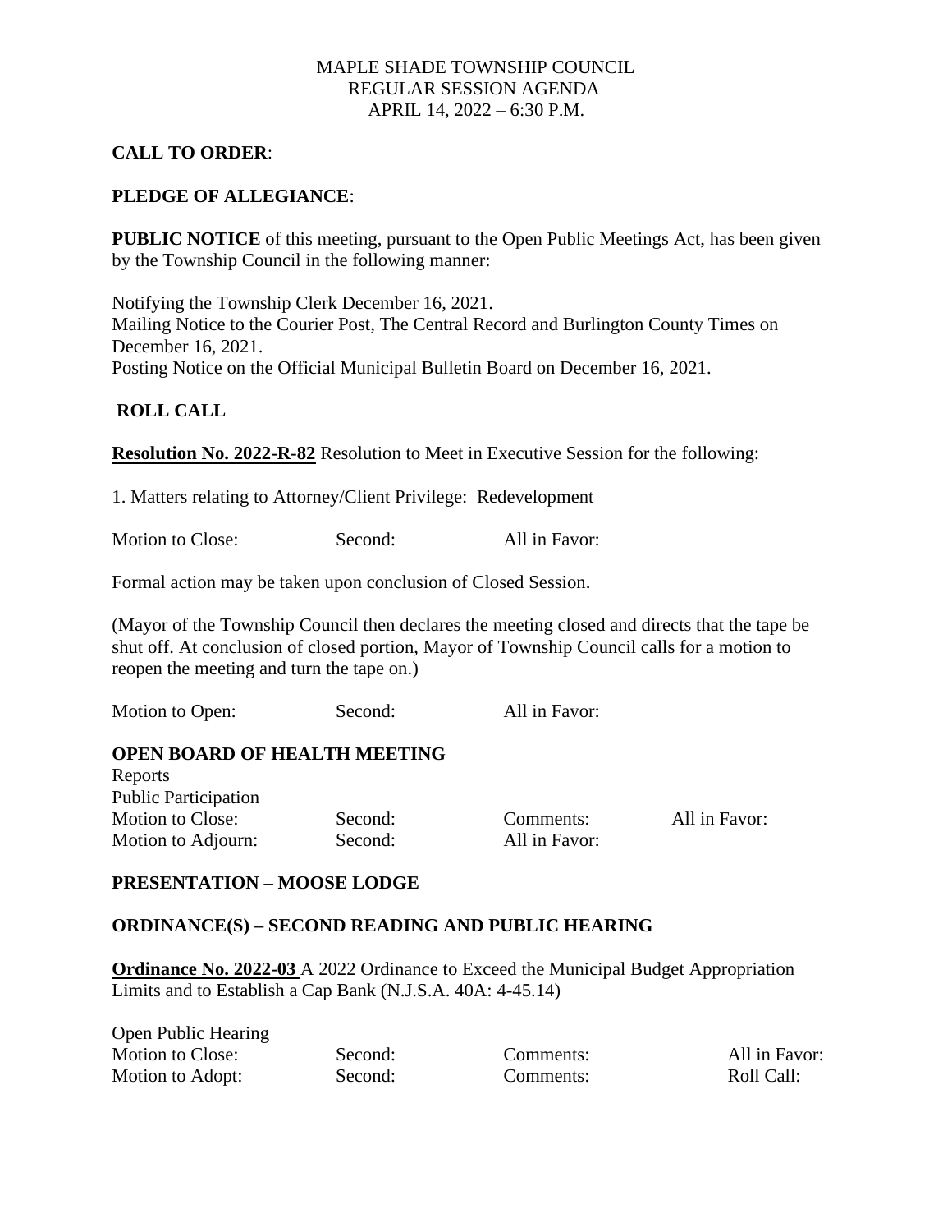MAPLE SHADE TOWNSHIP COUNCIL
REGULAR SESSION AGENDA
APRIL 14, 2022 – 6:30 P.M.

**CALL TO ORDER**:

**PLEDGE OF ALLEGIANCE**:

**PUBLIC NOTICE** of this meeting, pursuant to the Open Public Meetings Act, has been given by the Township Council in the following manner:

Notifying the Township Clerk December 16, 2021.
Mailing Notice to the Courier Post, The Central Record and Burlington County Times on December 16, 2021.
Posting Notice on the Official Municipal Bulletin Board on December 16, 2021.

**ROLL CALL**

**Resolution No. 2022-R-82** Resolution to Meet in Executive Session for the following:

1. Matters relating to Attorney/Client Privilege: Redevelopment

Motion to Close: Second: All in Favor:

Formal action may be taken upon conclusion of Closed Session.

(Mayor of the Township Council then declares the meeting closed and directs that the tape be shut off. At conclusion of closed portion, Mayor of Township Council calls for a motion to reopen the meeting and turn the tape on.)

Motion to Open: Second: All in Favor:

**OPEN BOARD OF HEALTH MEETING**

Reports
Public Participation
Motion to Close: Second: Comments: All in Favor:
Motion to Adjourn: Second: All in Favor:

**PRESENTATION – MOOSE LODGE**

**ORDINANCE(S) – SECOND READING AND PUBLIC HEARING**

**Ordinance No. 2022-03** A 2022 Ordinance to Exceed the Municipal Budget Appropriation Limits and to Establish a Cap Bank (N.J.S.A. 40A: 4-45.14)

Open Public Hearing
Motion to Close: Second: Comments: All in Favor:
Motion to Adopt: Second: Comments: Roll Call: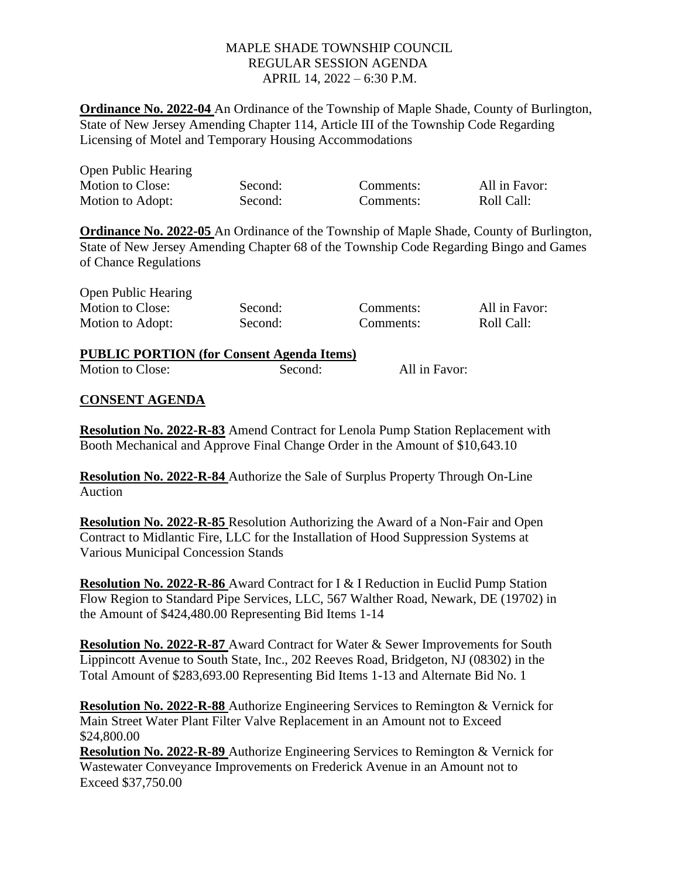MAPLE SHADE TOWNSHIP COUNCIL
REGULAR SESSION AGENDA
APRIL 14, 2022 – 6:30 P.M.

**Ordinance No. 2022-04** An Ordinance of the Township of Maple Shade, County of Burlington, State of New Jersey Amending Chapter 114, Article III of the Township Code Regarding Licensing of Motel and Temporary Housing Accommodations

| Open Public Hearing | | | |
|---|---|---|---|
| Motion to Close: | Second: | Comments: | All in Favor: |
| Motion to Adopt: | Second: | Comments: | Roll Call: |

**Ordinance No. 2022-05** An Ordinance of the Township of Maple Shade, County of Burlington, State of New Jersey Amending Chapter 68 of the Township Code Regarding Bingo and Games of Chance Regulations

| Open Public Hearing | | | |
|---|---|---|---|
| Motion to Close: | Second: | Comments: | All in Favor: |
| Motion to Adopt: | Second: | Comments: | Roll Call: |

**PUBLIC PORTION (for Consent Agenda Items)**

| Motion to Close: | Second: | All in Favor: |
|---|---|---|

**CONSENT AGENDA**

**Resolution No. 2022-R-83** Amend Contract for Lenola Pump Station Replacement with Booth Mechanical and Approve Final Change Order in the Amount of $10,643.10

**Resolution No. 2022-R-84** Authorize the Sale of Surplus Property Through On-Line Auction

**Resolution No. 2022-R-85** Resolution Authorizing the Award of a Non-Fair and Open Contract to Midlantic Fire, LLC for the Installation of Hood Suppression Systems at Various Municipal Concession Stands

**Resolution No. 2022-R-86** Award Contract for I & I Reduction in Euclid Pump Station Flow Region to Standard Pipe Services, LLC, 567 Walther Road, Newark, DE (19702) in the Amount of $424,480.00 Representing Bid Items 1-14

**Resolution No. 2022-R-87** Award Contract for Water & Sewer Improvements for South Lippincott Avenue to South State, Inc., 202 Reeves Road, Bridgeton, NJ (08302) in the Total Amount of $283,693.00 Representing Bid Items 1-13 and Alternate Bid No. 1

**Resolution No. 2022-R-88** Authorize Engineering Services to Remington & Vernick for Main Street Water Plant Filter Valve Replacement in an Amount not to Exceed $24,800.00

**Resolution No. 2022-R-89** Authorize Engineering Services to Remington & Vernick for Wastewater Conveyance Improvements on Frederick Avenue in an Amount not to Exceed $37,750.00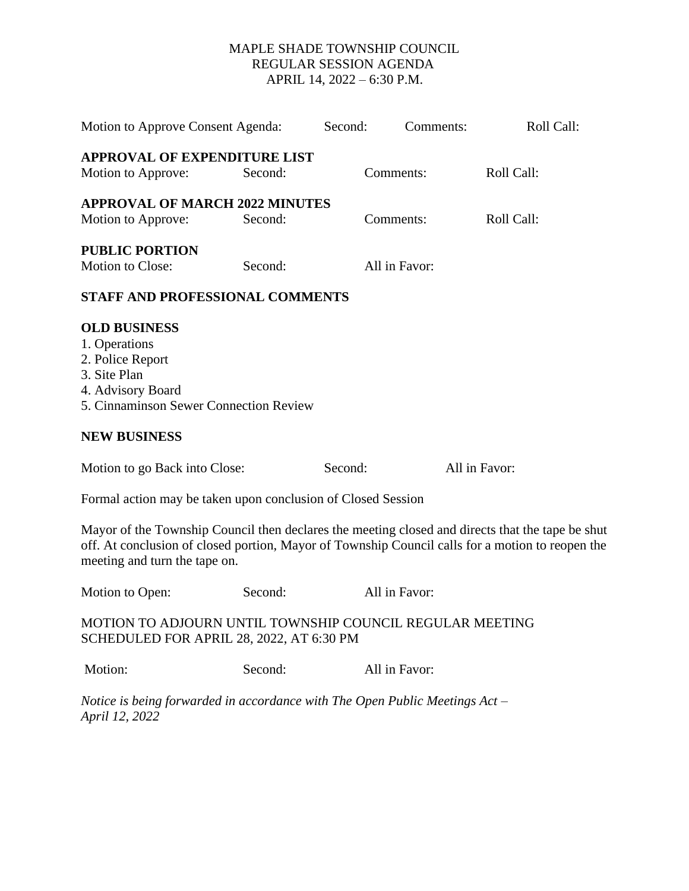MAPLE SHADE TOWNSHIP COUNCIL
REGULAR SESSION AGENDA
APRIL 14, 2022 – 6:30 P.M.

Motion to Approve Consent Agenda: Second: Comments: Roll Call:

**APPROVAL OF EXPENDITURE LIST**
Motion to Approve: Second: Comments: Roll Call:

**APPROVAL OF MARCH 2022 MINUTES**
Motion to Approve: Second: Comments: Roll Call:

**PUBLIC PORTION**
Motion to Close: Second: All in Favor:

**STAFF AND PROFESSIONAL COMMENTS**

**OLD BUSINESS**

1. Operations
2. Police Report
3. Site Plan
4. Advisory Board
5. Cinnaminson Sewer Connection Review

**NEW BUSINESS**

Motion to go Back into Close: Second: All in Favor:

Formal action may be taken upon conclusion of Closed Session

Mayor of the Township Council then declares the meeting closed and directs that the tape be shut off. At conclusion of closed portion, Mayor of Township Council calls for a motion to reopen the meeting and turn the tape on.

Motion to Open: Second: All in Favor:

MOTION TO ADJOURN UNTIL TOWNSHIP COUNCIL REGULAR MEETING SCHEDULED FOR APRIL 28, 2022, AT 6:30 PM

Motion: Second: All in Favor:

*Notice is being forwarded in accordance with The Open Public Meetings Act – April 12, 2022*